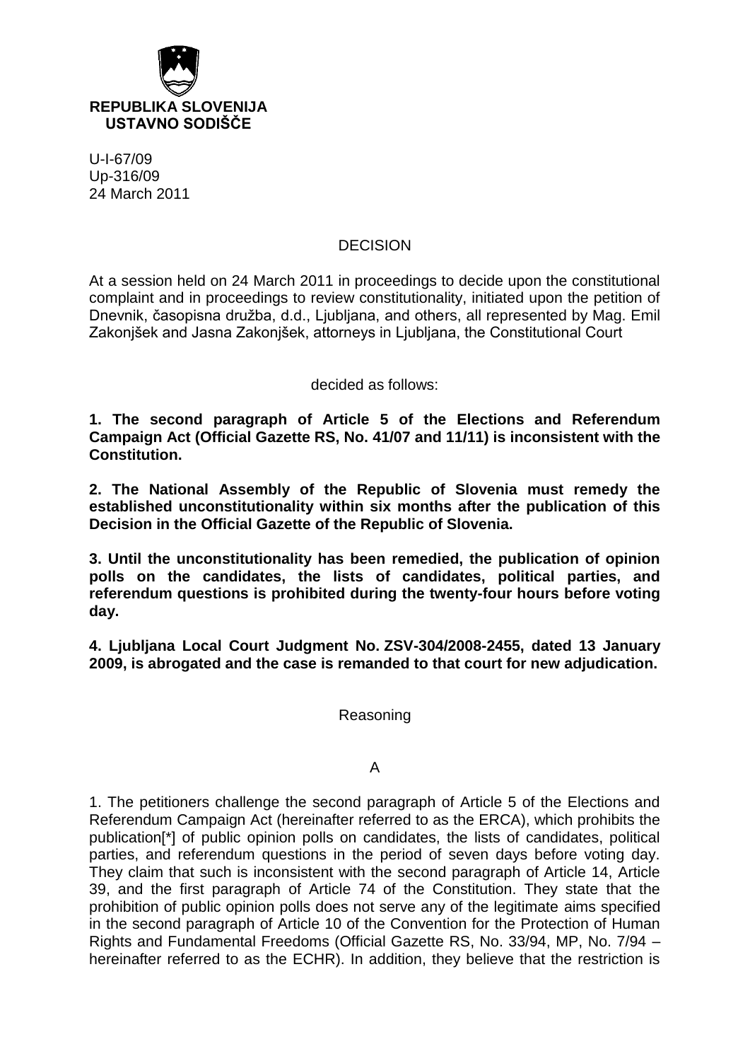**REPUBLIKA SLOVENIJA**
**USTAVNO SODIŠČE**

U-I-67/09
Up-316/09
24 March 2011

# DECISION

At a session held on 24 March 2011 in proceedings to decide upon the constitutional complaint and in proceedings to review constitutionality, initiated upon the petition of Dnevnik, časopisna družba, d.d., Ljubljana, and others, all represented by Mag. Emil Zakonjšek and Jasna Zakonjšek, attorneys in Ljubljana, the Constitutional Court

decided as follows:

**1. The second paragraph of Article 5 of the Elections and Referendum Campaign Act (Official Gazette RS, No. 41/07 and 11/11) is inconsistent with the Constitution.**

**2. The National Assembly of the Republic of Slovenia must remedy the established unconstitutionality within six months after the publication of this Decision in the Official Gazette of the Republic of Slovenia.**

**3. Until the unconstitutionality has been remedied, the publication of opinion polls on the candidates, the lists of candidates, political parties, and referendum questions is prohibited during the twenty-four hours before voting day.**

**4. Ljubljana Local Court Judgment No. ZSV-304/2008-2455, dated 13 January 2009, is abrogated and the case is remanded to that court for new adjudication.**

## Reasoning

### A

1. The petitioners challenge the second paragraph of Article 5 of the Elections and Referendum Campaign Act (hereinafter referred to as the ERCA), which prohibits the publication[*] of public opinion polls on candidates, the lists of candidates, political parties, and referendum questions in the period of seven days before voting day. They claim that such is inconsistent with the second paragraph of Article 14, Article 39, and the first paragraph of Article 74 of the Constitution. They state that the prohibition of public opinion polls does not serve any of the legitimate aims specified in the second paragraph of Article 10 of the Convention for the Protection of Human Rights and Fundamental Freedoms (Official Gazette RS, No. 33/94, MP, No. 7/94 – hereinafter referred to as the ECHR). In addition, they believe that the restriction is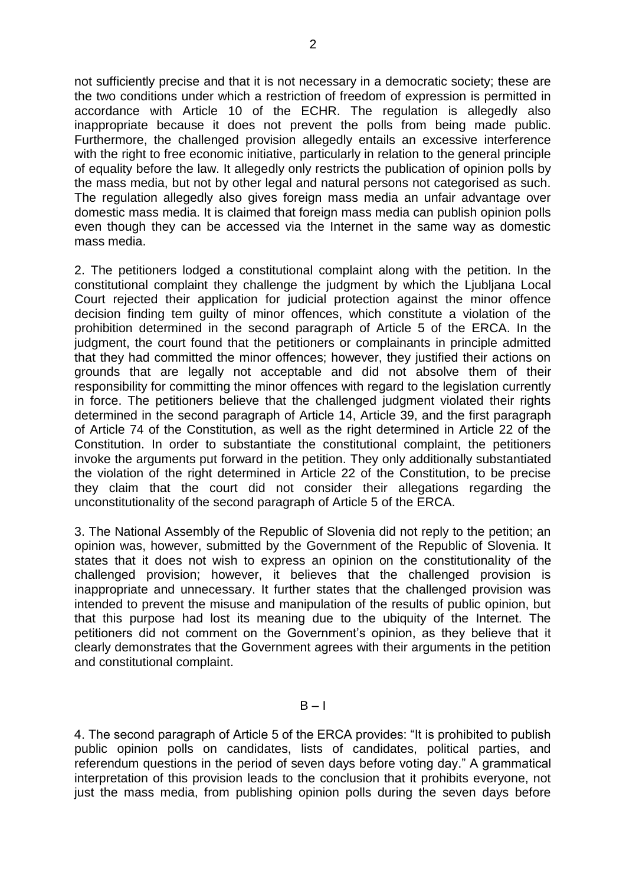not sufficiently precise and that it is not necessary in a democratic society; these are the two conditions under which a restriction of freedom of expression is permitted in accordance with Article 10 of the ECHR. The regulation is allegedly also inappropriate because it does not prevent the polls from being made public. Furthermore, the challenged provision allegedly entails an excessive interference with the right to free economic initiative, particularly in relation to the general principle of equality before the law. It allegedly only restricts the publication of opinion polls by the mass media, but not by other legal and natural persons not categorised as such. The regulation allegedly also gives foreign mass media an unfair advantage over domestic mass media. It is claimed that foreign mass media can publish opinion polls even though they can be accessed via the Internet in the same way as domestic mass media.

2. The petitioners lodged a constitutional complaint along with the petition. In the constitutional complaint they challenge the judgment by which the Ljubljana Local Court rejected their application for judicial protection against the minor offence decision finding tem guilty of minor offences, which constitute a violation of the prohibition determined in the second paragraph of Article 5 of the ERCA. In the judgment, the court found that the petitioners or complainants in principle admitted that they had committed the minor offences; however, they justified their actions on grounds that are legally not acceptable and did not absolve them of their responsibility for committing the minor offences with regard to the legislation currently in force. The petitioners believe that the challenged judgment violated their rights determined in the second paragraph of Article 14, Article 39, and the first paragraph of Article 74 of the Constitution, as well as the right determined in Article 22 of the Constitution. In order to substantiate the constitutional complaint, the petitioners invoke the arguments put forward in the petition. They only additionally substantiated the violation of the right determined in Article 22 of the Constitution, to be precise they claim that the court did not consider their allegations regarding the unconstitutionality of the second paragraph of Article 5 of the ERCA.

3. The National Assembly of the Republic of Slovenia did not reply to the petition; an opinion was, however, submitted by the Government of the Republic of Slovenia. It states that it does not wish to express an opinion on the constitutionality of the challenged provision; however, it believes that the challenged provision is inappropriate and unnecessary. It further states that the challenged provision was intended to prevent the misuse and manipulation of the results of public opinion, but that this purpose had lost its meaning due to the ubiquity of the Internet. The petitioners did not comment on the Government's opinion, as they believe that it clearly demonstrates that the Government agrees with their arguments in the petition and constitutional complaint.

## B – I

4. The second paragraph of Article 5 of the ERCA provides: "It is prohibited to publish public opinion polls on candidates, lists of candidates, political parties, and referendum questions in the period of seven days before voting day." A grammatical interpretation of this provision leads to the conclusion that it prohibits everyone, not just the mass media, from publishing opinion polls during the seven days before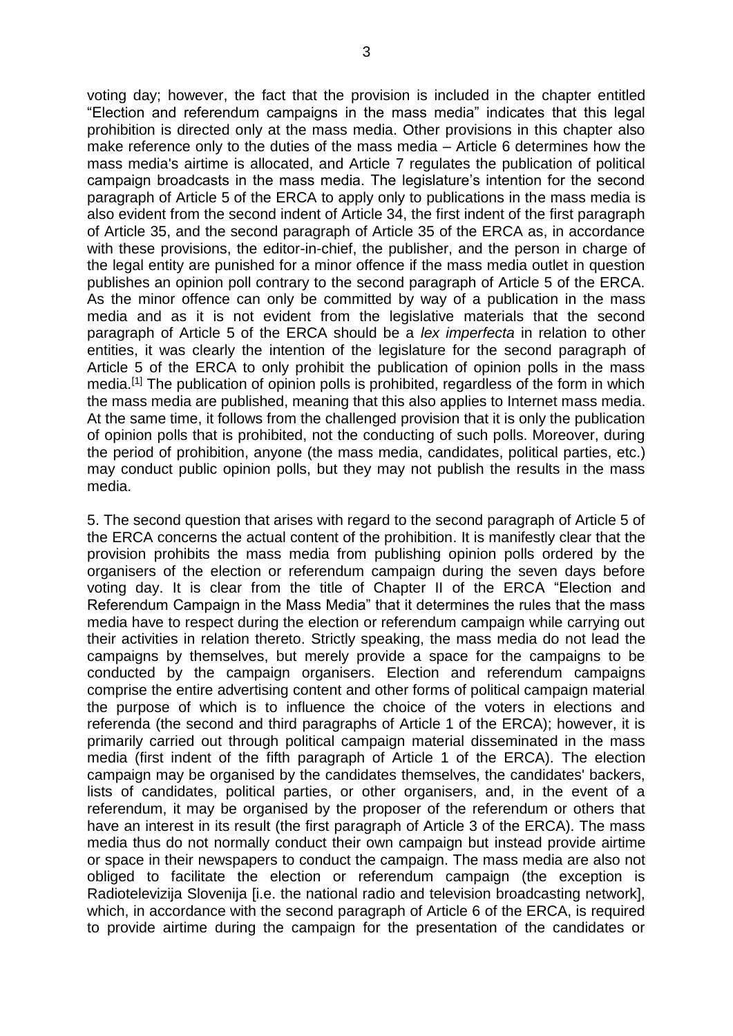voting day; however, the fact that the provision is included in the chapter entitled "Election and referendum campaigns in the mass media" indicates that this legal prohibition is directed only at the mass media. Other provisions in this chapter also make reference only to the duties of the mass media – Article 6 determines how the mass media's airtime is allocated, and Article 7 regulates the publication of political campaign broadcasts in the mass media. The legislature's intention for the second paragraph of Article 5 of the ERCA to apply only to publications in the mass media is also evident from the second indent of Article 34, the first indent of the first paragraph of Article 35, and the second paragraph of Article 35 of the ERCA as, in accordance with these provisions, the editor-in-chief, the publisher, and the person in charge of the legal entity are punished for a minor offence if the mass media outlet in question publishes an opinion poll contrary to the second paragraph of Article 5 of the ERCA. As the minor offence can only be committed by way of a publication in the mass media and as it is not evident from the legislative materials that the second paragraph of Article 5 of the ERCA should be a *lex imperfecta* in relation to other entities, it was clearly the intention of the legislature for the second paragraph of Article 5 of the ERCA to only prohibit the publication of opinion polls in the mass media.[1] The publication of opinion polls is prohibited, regardless of the form in which the mass media are published, meaning that this also applies to Internet mass media. At the same time, it follows from the challenged provision that it is only the publication of opinion polls that is prohibited, not the conducting of such polls. Moreover, during the period of prohibition, anyone (the mass media, candidates, political parties, etc.) may conduct public opinion polls, but they may not publish the results in the mass media.

5. The second question that arises with regard to the second paragraph of Article 5 of the ERCA concerns the actual content of the prohibition. It is manifestly clear that the provision prohibits the mass media from publishing opinion polls ordered by the organisers of the election or referendum campaign during the seven days before voting day. It is clear from the title of Chapter II of the ERCA "Election and Referendum Campaign in the Mass Media" that it determines the rules that the mass media have to respect during the election or referendum campaign while carrying out their activities in relation thereto. Strictly speaking, the mass media do not lead the campaigns by themselves, but merely provide a space for the campaigns to be conducted by the campaign organisers. Election and referendum campaigns comprise the entire advertising content and other forms of political campaign material the purpose of which is to influence the choice of the voters in elections and referenda (the second and third paragraphs of Article 1 of the ERCA); however, it is primarily carried out through political campaign material disseminated in the mass media (first indent of the fifth paragraph of Article 1 of the ERCA). The election campaign may be organised by the candidates themselves, the candidates' backers, lists of candidates, political parties, or other organisers, and, in the event of a referendum, it may be organised by the proposer of the referendum or others that have an interest in its result (the first paragraph of Article 3 of the ERCA). The mass media thus do not normally conduct their own campaign but instead provide airtime or space in their newspapers to conduct the campaign. The mass media are also not obliged to facilitate the election or referendum campaign (the exception is Radiotelevizija Slovenija [i.e. the national radio and television broadcasting network], which, in accordance with the second paragraph of Article 6 of the ERCA, is required to provide airtime during the campaign for the presentation of the candidates or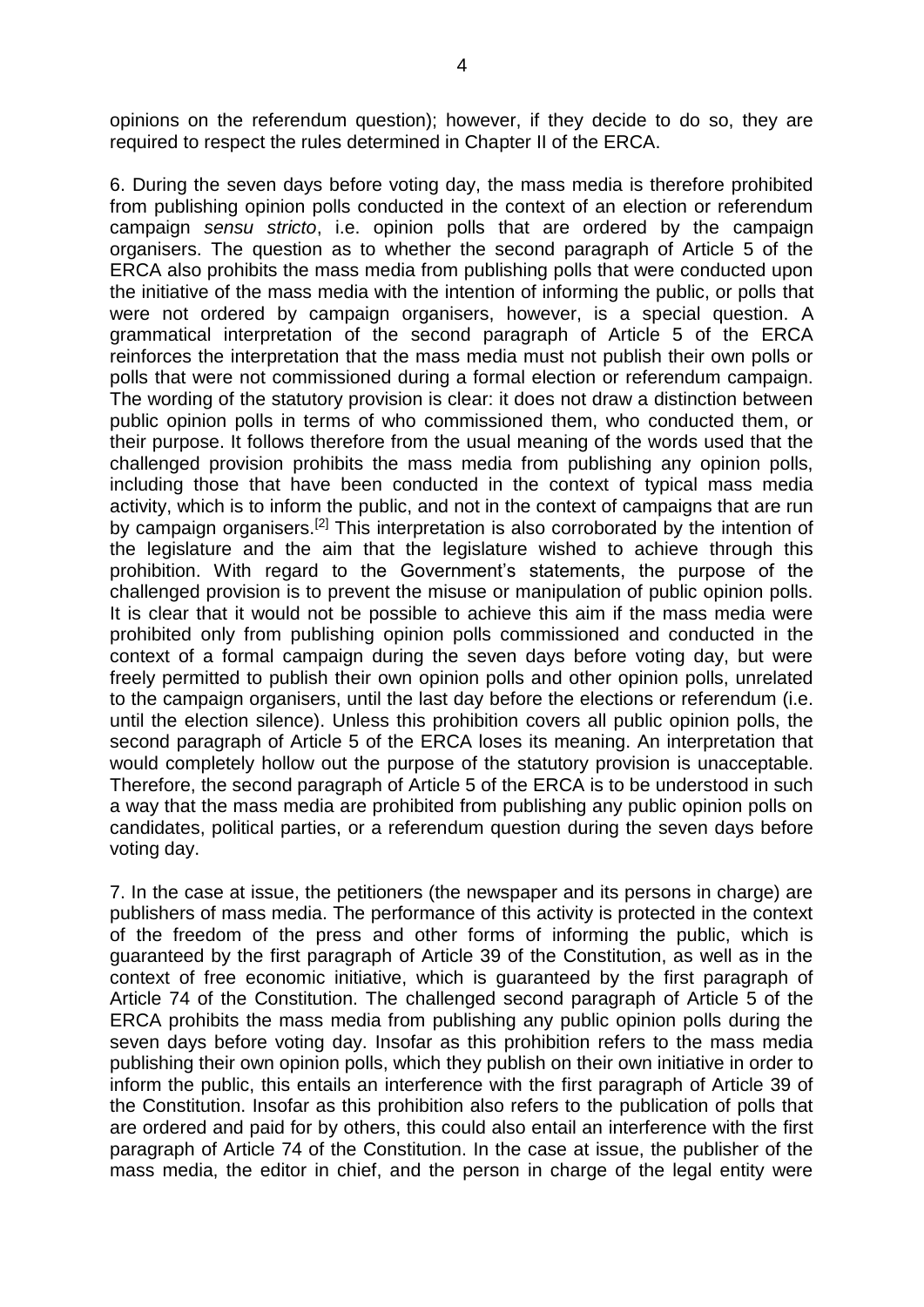opinions on the referendum question); however, if they decide to do so, they are required to respect the rules determined in Chapter II of the ERCA.

6. During the seven days before voting day, the mass media is therefore prohibited from publishing opinion polls conducted in the context of an election or referendum campaign *sensu stricto*, i.e. opinion polls that are ordered by the campaign organisers. The question as to whether the second paragraph of Article 5 of the ERCA also prohibits the mass media from publishing polls that were conducted upon the initiative of the mass media with the intention of informing the public, or polls that were not ordered by campaign organisers, however, is a special question. A grammatical interpretation of the second paragraph of Article 5 of the ERCA reinforces the interpretation that the mass media must not publish their own polls or polls that were not commissioned during a formal election or referendum campaign. The wording of the statutory provision is clear: it does not draw a distinction between public opinion polls in terms of who commissioned them, who conducted them, or their purpose. It follows therefore from the usual meaning of the words used that the challenged provision prohibits the mass media from publishing any opinion polls, including those that have been conducted in the context of typical mass media activity, which is to inform the public, and not in the context of campaigns that are run by campaign organisers.[2] This interpretation is also corroborated by the intention of the legislature and the aim that the legislature wished to achieve through this prohibition. With regard to the Government's statements, the purpose of the challenged provision is to prevent the misuse or manipulation of public opinion polls. It is clear that it would not be possible to achieve this aim if the mass media were prohibited only from publishing opinion polls commissioned and conducted in the context of a formal campaign during the seven days before voting day, but were freely permitted to publish their own opinion polls and other opinion polls, unrelated to the campaign organisers, until the last day before the elections or referendum (i.e. until the election silence). Unless this prohibition covers all public opinion polls, the second paragraph of Article 5 of the ERCA loses its meaning. An interpretation that would completely hollow out the purpose of the statutory provision is unacceptable. Therefore, the second paragraph of Article 5 of the ERCA is to be understood in such a way that the mass media are prohibited from publishing any public opinion polls on candidates, political parties, or a referendum question during the seven days before voting day.

7. In the case at issue, the petitioners (the newspaper and its persons in charge) are publishers of mass media. The performance of this activity is protected in the context of the freedom of the press and other forms of informing the public, which is guaranteed by the first paragraph of Article 39 of the Constitution, as well as in the context of free economic initiative, which is guaranteed by the first paragraph of Article 74 of the Constitution. The challenged second paragraph of Article 5 of the ERCA prohibits the mass media from publishing any public opinion polls during the seven days before voting day. Insofar as this prohibition refers to the mass media publishing their own opinion polls, which they publish on their own initiative in order to inform the public, this entails an interference with the first paragraph of Article 39 of the Constitution. Insofar as this prohibition also refers to the publication of polls that are ordered and paid for by others, this could also entail an interference with the first paragraph of Article 74 of the Constitution. In the case at issue, the publisher of the mass media, the editor in chief, and the person in charge of the legal entity were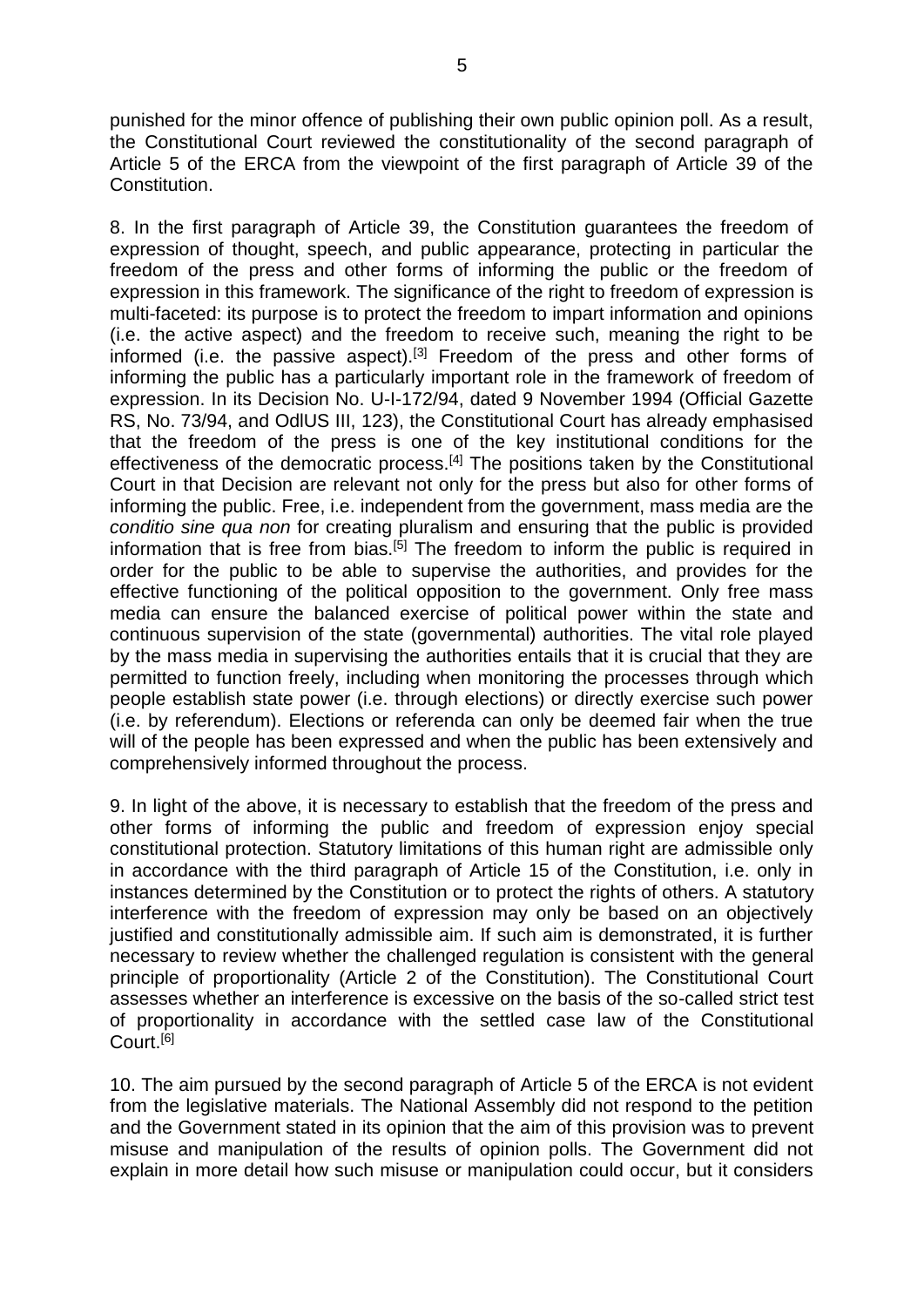punished for the minor offence of publishing their own public opinion poll. As a result, the Constitutional Court reviewed the constitutionality of the second paragraph of Article 5 of the ERCA from the viewpoint of the first paragraph of Article 39 of the Constitution.

8. In the first paragraph of Article 39, the Constitution guarantees the freedom of expression of thought, speech, and public appearance, protecting in particular the freedom of the press and other forms of informing the public or the freedom of expression in this framework. The significance of the right to freedom of expression is multi-faceted: its purpose is to protect the freedom to impart information and opinions (i.e. the active aspect) and the freedom to receive such, meaning the right to be informed (i.e. the passive aspect).[3] Freedom of the press and other forms of informing the public has a particularly important role in the framework of freedom of expression. In its Decision No. U-I-172/94, dated 9 November 1994 (Official Gazette RS, No. 73/94, and OdlUS III, 123), the Constitutional Court has already emphasised that the freedom of the press is one of the key institutional conditions for the effectiveness of the democratic process.[4] The positions taken by the Constitutional Court in that Decision are relevant not only for the press but also for other forms of informing the public. Free, i.e. independent from the government, mass media are the *conditio sine qua non* for creating pluralism and ensuring that the public is provided information that is free from bias.[5] The freedom to inform the public is required in order for the public to be able to supervise the authorities, and provides for the effective functioning of the political opposition to the government. Only free mass media can ensure the balanced exercise of political power within the state and continuous supervision of the state (governmental) authorities. The vital role played by the mass media in supervising the authorities entails that it is crucial that they are permitted to function freely, including when monitoring the processes through which people establish state power (i.e. through elections) or directly exercise such power (i.e. by referendum). Elections or referenda can only be deemed fair when the true will of the people has been expressed and when the public has been extensively and comprehensively informed throughout the process.

9. In light of the above, it is necessary to establish that the freedom of the press and other forms of informing the public and freedom of expression enjoy special constitutional protection. Statutory limitations of this human right are admissible only in accordance with the third paragraph of Article 15 of the Constitution, i.e. only in instances determined by the Constitution or to protect the rights of others. A statutory interference with the freedom of expression may only be based on an objectively justified and constitutionally admissible aim. If such aim is demonstrated, it is further necessary to review whether the challenged regulation is consistent with the general principle of proportionality (Article 2 of the Constitution). The Constitutional Court assesses whether an interference is excessive on the basis of the so-called strict test of proportionality in accordance with the settled case law of the Constitutional Court.[6]

10. The aim pursued by the second paragraph of Article 5 of the ERCA is not evident from the legislative materials. The National Assembly did not respond to the petition and the Government stated in its opinion that the aim of this provision was to prevent misuse and manipulation of the results of opinion polls. The Government did not explain in more detail how such misuse or manipulation could occur, but it considers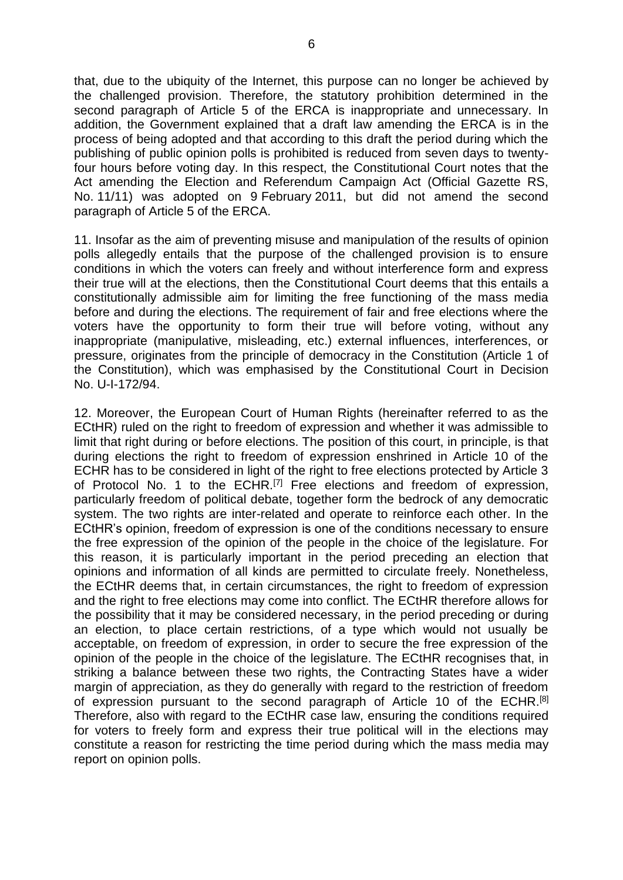that, due to the ubiquity of the Internet, this purpose can no longer be achieved by the challenged provision. Therefore, the statutory prohibition determined in the second paragraph of Article 5 of the ERCA is inappropriate and unnecessary. In addition, the Government explained that a draft law amending the ERCA is in the process of being adopted and that according to this draft the period during which the publishing of public opinion polls is prohibited is reduced from seven days to twenty-four hours before voting day. In this respect, the Constitutional Court notes that the Act amending the Election and Referendum Campaign Act (Official Gazette RS, No. 11/11) was adopted on 9 February 2011, but did not amend the second paragraph of Article 5 of the ERCA.

11. Insofar as the aim of preventing misuse and manipulation of the results of opinion polls allegedly entails that the purpose of the challenged provision is to ensure conditions in which the voters can freely and without interference form and express their true will at the elections, then the Constitutional Court deems that this entails a constitutionally admissible aim for limiting the free functioning of the mass media before and during the elections. The requirement of fair and free elections where the voters have the opportunity to form their true will before voting, without any inappropriate (manipulative, misleading, etc.) external influences, interferences, or pressure, originates from the principle of democracy in the Constitution (Article 1 of the Constitution), which was emphasised by the Constitutional Court in Decision No. U-I-172/94.

12. Moreover, the European Court of Human Rights (hereinafter referred to as the ECtHR) ruled on the right to freedom of expression and whether it was admissible to limit that right during or before elections. The position of this court, in principle, is that during elections the right to freedom of expression enshrined in Article 10 of the ECHR has to be considered in light of the right to free elections protected by Article 3 of Protocol No. 1 to the ECHR.[7] Free elections and freedom of expression, particularly freedom of political debate, together form the bedrock of any democratic system. The two rights are inter-related and operate to reinforce each other. In the ECtHR's opinion, freedom of expression is one of the conditions necessary to ensure the free expression of the opinion of the people in the choice of the legislature. For this reason, it is particularly important in the period preceding an election that opinions and information of all kinds are permitted to circulate freely. Nonetheless, the ECtHR deems that, in certain circumstances, the right to freedom of expression and the right to free elections may come into conflict. The ECtHR therefore allows for the possibility that it may be considered necessary, in the period preceding or during an election, to place certain restrictions, of a type which would not usually be acceptable, on freedom of expression, in order to secure the free expression of the opinion of the people in the choice of the legislature. The ECtHR recognises that, in striking a balance between these two rights, the Contracting States have a wider margin of appreciation, as they do generally with regard to the restriction of freedom of expression pursuant to the second paragraph of Article 10 of the ECHR.[8] Therefore, also with regard to the ECtHR case law, ensuring the conditions required for voters to freely form and express their true political will in the elections may constitute a reason for restricting the time period during which the mass media may report on opinion polls.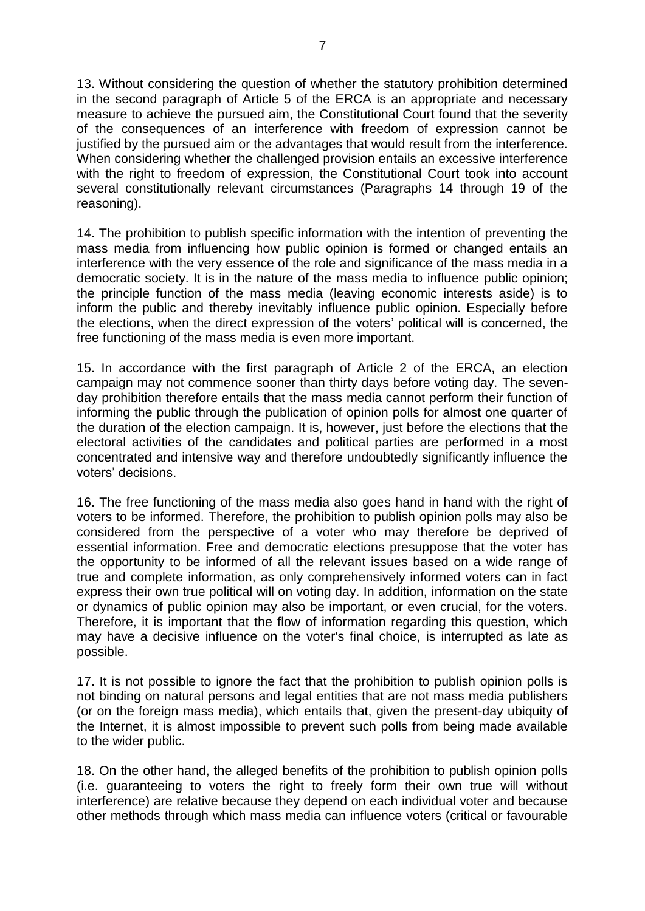13. Without considering the question of whether the statutory prohibition determined in the second paragraph of Article 5 of the ERCA is an appropriate and necessary measure to achieve the pursued aim, the Constitutional Court found that the severity of the consequences of an interference with freedom of expression cannot be justified by the pursued aim or the advantages that would result from the interference. When considering whether the challenged provision entails an excessive interference with the right to freedom of expression, the Constitutional Court took into account several constitutionally relevant circumstances (Paragraphs 14 through 19 of the reasoning).

14. The prohibition to publish specific information with the intention of preventing the mass media from influencing how public opinion is formed or changed entails an interference with the very essence of the role and significance of the mass media in a democratic society. It is in the nature of the mass media to influence public opinion; the principle function of the mass media (leaving economic interests aside) is to inform the public and thereby inevitably influence public opinion. Especially before the elections, when the direct expression of the voters' political will is concerned, the free functioning of the mass media is even more important.

15. In accordance with the first paragraph of Article 2 of the ERCA, an election campaign may not commence sooner than thirty days before voting day. The seven-day prohibition therefore entails that the mass media cannot perform their function of informing the public through the publication of opinion polls for almost one quarter of the duration of the election campaign. It is, however, just before the elections that the electoral activities of the candidates and political parties are performed in a most concentrated and intensive way and therefore undoubtedly significantly influence the voters' decisions.

16. The free functioning of the mass media also goes hand in hand with the right of voters to be informed. Therefore, the prohibition to publish opinion polls may also be considered from the perspective of a voter who may therefore be deprived of essential information. Free and democratic elections presuppose that the voter has the opportunity to be informed of all the relevant issues based on a wide range of true and complete information, as only comprehensively informed voters can in fact express their own true political will on voting day. In addition, information on the state or dynamics of public opinion may also be important, or even crucial, for the voters. Therefore, it is important that the flow of information regarding this question, which may have a decisive influence on the voter's final choice, is interrupted as late as possible.

17. It is not possible to ignore the fact that the prohibition to publish opinion polls is not binding on natural persons and legal entities that are not mass media publishers (or on the foreign mass media), which entails that, given the present-day ubiquity of the Internet, it is almost impossible to prevent such polls from being made available to the wider public.

18. On the other hand, the alleged benefits of the prohibition to publish opinion polls (i.e. guaranteeing to voters the right to freely form their own true will without interference) are relative because they depend on each individual voter and because other methods through which mass media can influence voters (critical or favourable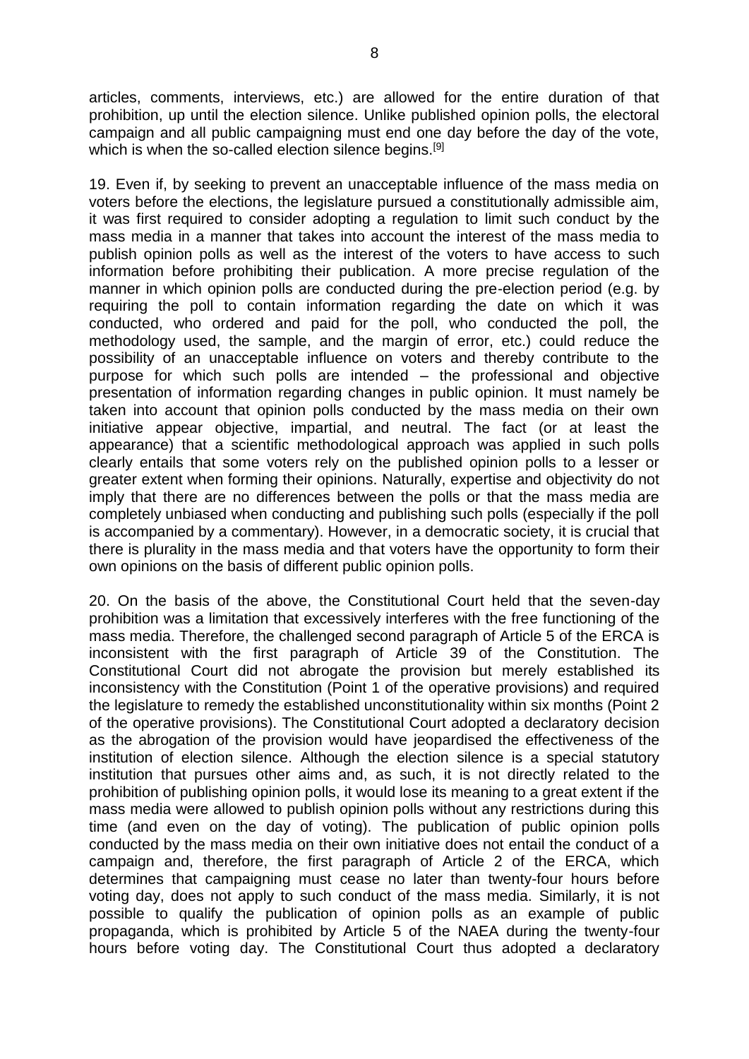articles, comments, interviews, etc.) are allowed for the entire duration of that prohibition, up until the election silence. Unlike published opinion polls, the electoral campaign and all public campaigning must end one day before the day of the vote, which is when the so-called election silence begins.[9]

19. Even if, by seeking to prevent an unacceptable influence of the mass media on voters before the elections, the legislature pursued a constitutionally admissible aim, it was first required to consider adopting a regulation to limit such conduct by the mass media in a manner that takes into account the interest of the mass media to publish opinion polls as well as the interest of the voters to have access to such information before prohibiting their publication. A more precise regulation of the manner in which opinion polls are conducted during the pre-election period (e.g. by requiring the poll to contain information regarding the date on which it was conducted, who ordered and paid for the poll, who conducted the poll, the methodology used, the sample, and the margin of error, etc.) could reduce the possibility of an unacceptable influence on voters and thereby contribute to the purpose for which such polls are intended – the professional and objective presentation of information regarding changes in public opinion. It must namely be taken into account that opinion polls conducted by the mass media on their own initiative appear objective, impartial, and neutral. The fact (or at least the appearance) that a scientific methodological approach was applied in such polls clearly entails that some voters rely on the published opinion polls to a lesser or greater extent when forming their opinions. Naturally, expertise and objectivity do not imply that there are no differences between the polls or that the mass media are completely unbiased when conducting and publishing such polls (especially if the poll is accompanied by a commentary). However, in a democratic society, it is crucial that there is plurality in the mass media and that voters have the opportunity to form their own opinions on the basis of different public opinion polls.

20. On the basis of the above, the Constitutional Court held that the seven-day prohibition was a limitation that excessively interferes with the free functioning of the mass media. Therefore, the challenged second paragraph of Article 5 of the ERCA is inconsistent with the first paragraph of Article 39 of the Constitution. The Constitutional Court did not abrogate the provision but merely established its inconsistency with the Constitution (Point 1 of the operative provisions) and required the legislature to remedy the established unconstitutionality within six months (Point 2 of the operative provisions). The Constitutional Court adopted a declaratory decision as the abrogation of the provision would have jeopardised the effectiveness of the institution of election silence. Although the election silence is a special statutory institution that pursues other aims and, as such, it is not directly related to the prohibition of publishing opinion polls, it would lose its meaning to a great extent if the mass media were allowed to publish opinion polls without any restrictions during this time (and even on the day of voting). The publication of public opinion polls conducted by the mass media on their own initiative does not entail the conduct of a campaign and, therefore, the first paragraph of Article 2 of the ERCA, which determines that campaigning must cease no later than twenty-four hours before voting day, does not apply to such conduct of the mass media. Similarly, it is not possible to qualify the publication of opinion polls as an example of public propaganda, which is prohibited by Article 5 of the NAEA during the twenty-four hours before voting day. The Constitutional Court thus adopted a declaratory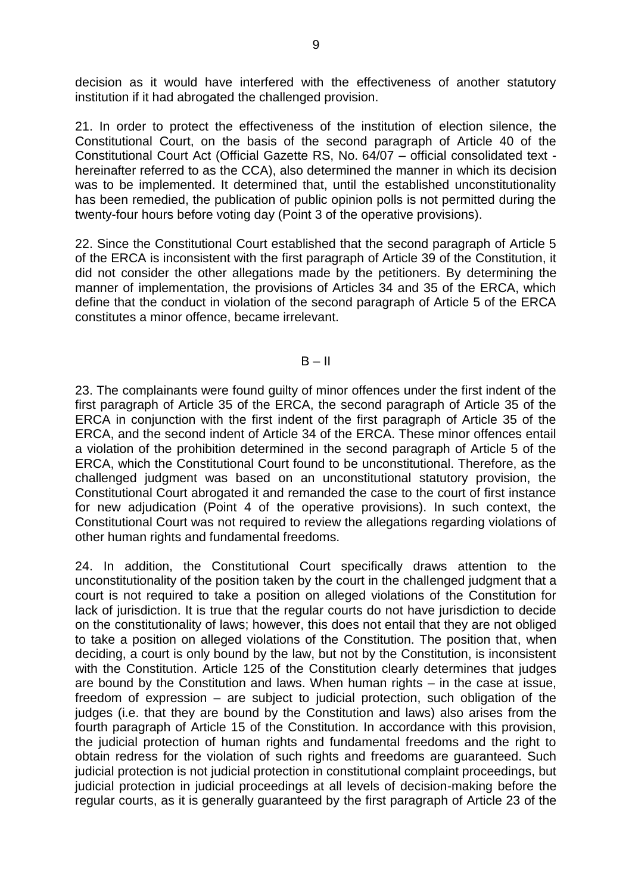decision as it would have interfered with the effectiveness of another statutory institution if it had abrogated the challenged provision.

21. In order to protect the effectiveness of the institution of election silence, the Constitutional Court, on the basis of the second paragraph of Article 40 of the Constitutional Court Act (Official Gazette RS, No. 64/07 – official consolidated text - hereinafter referred to as the CCA), also determined the manner in which its decision was to be implemented. It determined that, until the established unconstitutionality has been remedied, the publication of public opinion polls is not permitted during the twenty-four hours before voting day (Point 3 of the operative provisions).

22. Since the Constitutional Court established that the second paragraph of Article 5 of the ERCA is inconsistent with the first paragraph of Article 39 of the Constitution, it did not consider the other allegations made by the petitioners. By determining the manner of implementation, the provisions of Articles 34 and 35 of the ERCA, which define that the conduct in violation of the second paragraph of Article 5 of the ERCA constitutes a minor offence, became irrelevant.

B – II

23. The complainants were found guilty of minor offences under the first indent of the first paragraph of Article 35 of the ERCA, the second paragraph of Article 35 of the ERCA in conjunction with the first indent of the first paragraph of Article 35 of the ERCA, and the second indent of Article 34 of the ERCA. These minor offences entail a violation of the prohibition determined in the second paragraph of Article 5 of the ERCA, which the Constitutional Court found to be unconstitutional. Therefore, as the challenged judgment was based on an unconstitutional statutory provision, the Constitutional Court abrogated it and remanded the case to the court of first instance for new adjudication (Point 4 of the operative provisions). In such context, the Constitutional Court was not required to review the allegations regarding violations of other human rights and fundamental freedoms.

24. In addition, the Constitutional Court specifically draws attention to the unconstitutionality of the position taken by the court in the challenged judgment that a court is not required to take a position on alleged violations of the Constitution for lack of jurisdiction. It is true that the regular courts do not have jurisdiction to decide on the constitutionality of laws; however, this does not entail that they are not obliged to take a position on alleged violations of the Constitution. The position that, when deciding, a court is only bound by the law, but not by the Constitution, is inconsistent with the Constitution. Article 125 of the Constitution clearly determines that judges are bound by the Constitution and laws. When human rights – in the case at issue, freedom of expression – are subject to judicial protection, such obligation of the judges (i.e. that they are bound by the Constitution and laws) also arises from the fourth paragraph of Article 15 of the Constitution. In accordance with this provision, the judicial protection of human rights and fundamental freedoms and the right to obtain redress for the violation of such rights and freedoms are guaranteed. Such judicial protection is not judicial protection in constitutional complaint proceedings, but judicial protection in judicial proceedings at all levels of decision-making before the regular courts, as it is generally guaranteed by the first paragraph of Article 23 of the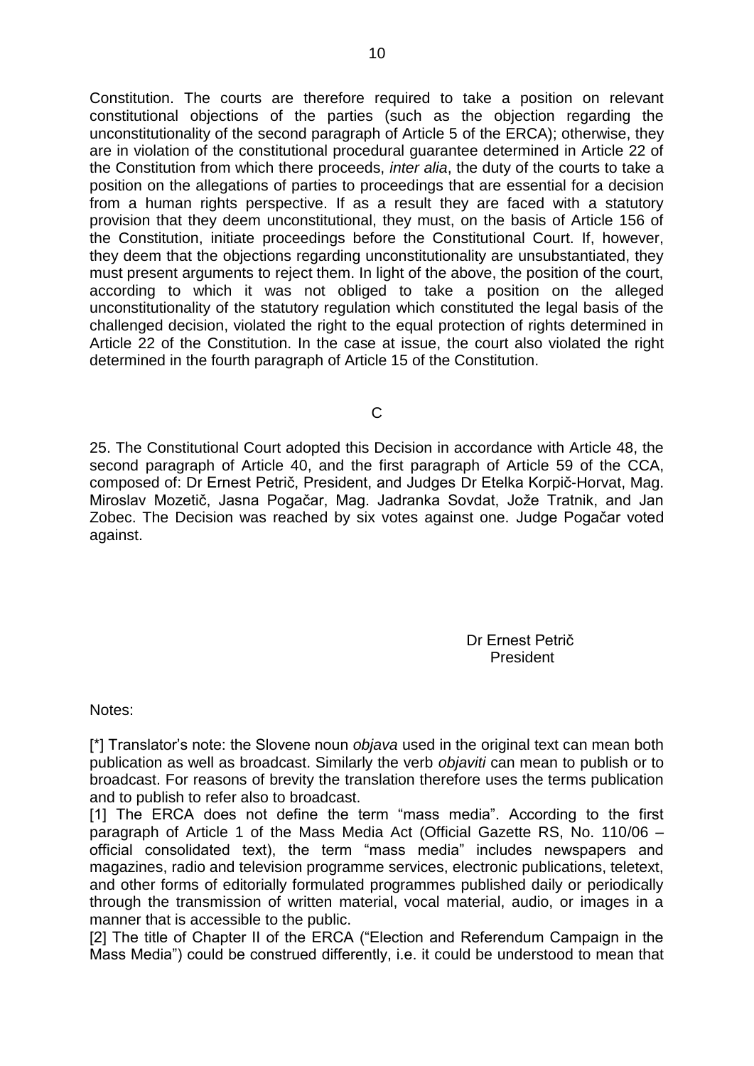Constitution. The courts are therefore required to take a position on relevant constitutional objections of the parties (such as the objection regarding the unconstitutionality of the second paragraph of Article 5 of the ERCA); otherwise, they are in violation of the constitutional procedural guarantee determined in Article 22 of the Constitution from which there proceeds, *inter alia*, the duty of the courts to take a position on the allegations of parties to proceedings that are essential for a decision from a human rights perspective. If as a result they are faced with a statutory provision that they deem unconstitutional, they must, on the basis of Article 156 of the Constitution, initiate proceedings before the Constitutional Court. If, however, they deem that the objections regarding unconstitutionality are unsubstantiated, they must present arguments to reject them. In light of the above, the position of the court, according to which it was not obliged to take a position on the alleged unconstitutionality of the statutory regulation which constituted the legal basis of the challenged decision, violated the right to the equal protection of rights determined in Article 22 of the Constitution. In the case at issue, the court also violated the right determined in the fourth paragraph of Article 15 of the Constitution.

C

25. The Constitutional Court adopted this Decision in accordance with Article 48, the second paragraph of Article 40, and the first paragraph of Article 59 of the CCA, composed of: Dr Ernest Petrič, President, and Judges Dr Etelka Korpič-Horvat, Mag. Miroslav Mozetič, Jasna Pogačar, Mag. Jadranka Sovdat, Jože Tratnik, and Jan Zobec. The Decision was reached by six votes against one. Judge Pogačar voted against.

Dr Ernest Petrič
President

Notes:

[*] Translator's note: the Slovene noun *objava* used in the original text can mean both publication as well as broadcast. Similarly the verb *objaviti* can mean to publish or to broadcast. For reasons of brevity the translation therefore uses the terms publication and to publish to refer also to broadcast.

[1] The ERCA does not define the term "mass media". According to the first paragraph of Article 1 of the Mass Media Act (Official Gazette RS, No. 110/06 – official consolidated text), the term "mass media" includes newspapers and magazines, radio and television programme services, electronic publications, teletext, and other forms of editorially formulated programmes published daily or periodically through the transmission of written material, vocal material, audio, or images in a manner that is accessible to the public.

[2] The title of Chapter II of the ERCA ("Election and Referendum Campaign in the Mass Media") could be construed differently, i.e. it could be understood to mean that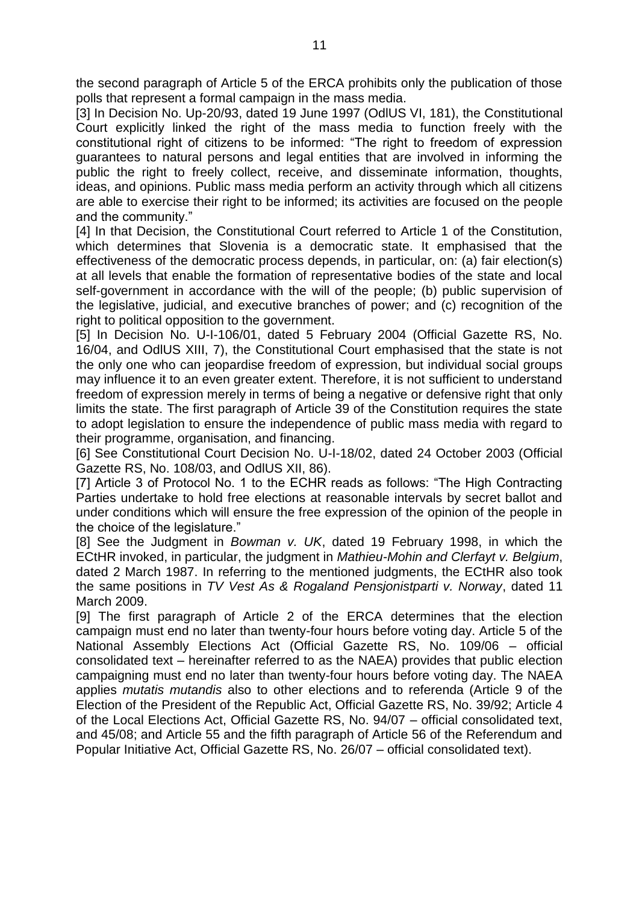the second paragraph of Article 5 of the ERCA prohibits only the publication of those polls that represent a formal campaign in the mass media.

[3] In Decision No. Up-20/93, dated 19 June 1997 (OdlUS VI, 181), the Constitutional Court explicitly linked the right of the mass media to function freely with the constitutional right of citizens to be informed: "The right to freedom of expression guarantees to natural persons and legal entities that are involved in informing the public the right to freely collect, receive, and disseminate information, thoughts, ideas, and opinions. Public mass media perform an activity through which all citizens are able to exercise their right to be informed; its activities are focused on the people and the community."

[4] In that Decision, the Constitutional Court referred to Article 1 of the Constitution, which determines that Slovenia is a democratic state. It emphasised that the effectiveness of the democratic process depends, in particular, on: (a) fair election(s) at all levels that enable the formation of representative bodies of the state and local self-government in accordance with the will of the people; (b) public supervision of the legislative, judicial, and executive branches of power; and (c) recognition of the right to political opposition to the government.

[5] In Decision No. U-I-106/01, dated 5 February 2004 (Official Gazette RS, No. 16/04, and OdlUS XIII, 7), the Constitutional Court emphasised that the state is not the only one who can jeopardise freedom of expression, but individual social groups may influence it to an even greater extent. Therefore, it is not sufficient to understand freedom of expression merely in terms of being a negative or defensive right that only limits the state. The first paragraph of Article 39 of the Constitution requires the state to adopt legislation to ensure the independence of public mass media with regard to their programme, organisation, and financing.

[6] See Constitutional Court Decision No. U-I-18/02, dated 24 October 2003 (Official Gazette RS, No. 108/03, and OdlUS XII, 86).

[7] Article 3 of Protocol No. 1 to the ECHR reads as follows: "The High Contracting Parties undertake to hold free elections at reasonable intervals by secret ballot and under conditions which will ensure the free expression of the opinion of the people in the choice of the legislature."

[8] See the Judgment in *Bowman v. UK*, dated 19 February 1998, in which the ECtHR invoked, in particular, the judgment in *Mathieu-Mohin and Clerfayt v. Belgium*, dated 2 March 1987. In referring to the mentioned judgments, the ECtHR also took the same positions in *TV Vest As & Rogaland Pensjonistparti v. Norway*, dated 11 March 2009.

[9] The first paragraph of Article 2 of the ERCA determines that the election campaign must end no later than twenty-four hours before voting day. Article 5 of the National Assembly Elections Act (Official Gazette RS, No. 109/06 – official consolidated text – hereinafter referred to as the NAEA) provides that public election campaigning must end no later than twenty-four hours before voting day. The NAEA applies *mutatis mutandis* also to other elections and to referenda (Article 9 of the Election of the President of the Republic Act, Official Gazette RS, No. 39/92; Article 4 of the Local Elections Act, Official Gazette RS, No. 94/07 – official consolidated text, and 45/08; and Article 55 and the fifth paragraph of Article 56 of the Referendum and Popular Initiative Act, Official Gazette RS, No. 26/07 – official consolidated text).